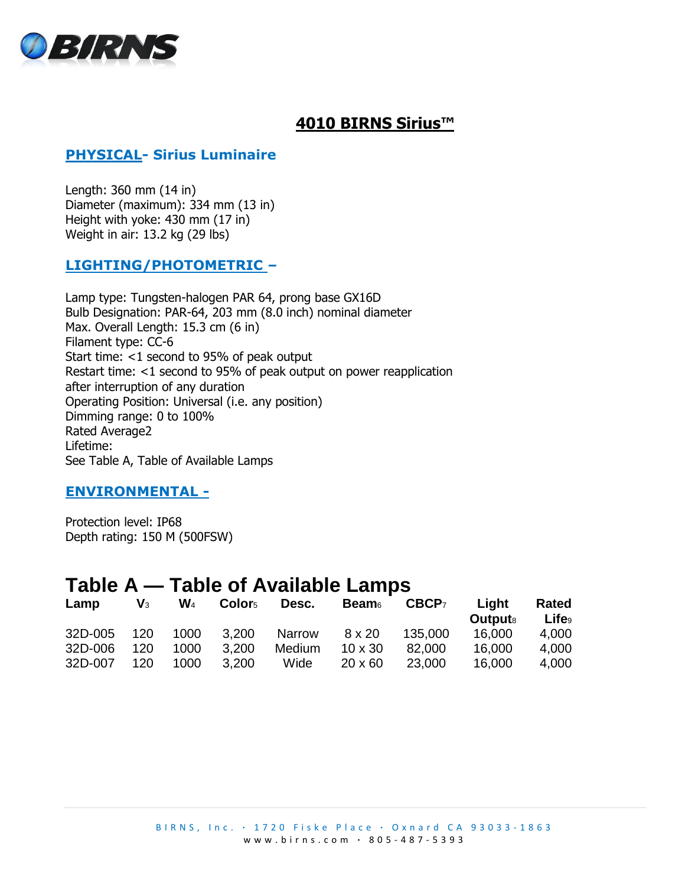# 4010 BIRNS Sirius™

## PHYSICAL- Sirius Luminaire

Length: 360 mm (14 in)
Diameter (maximum): 334 mm (13 in)
Height with yoke: 430 mm (17 in)
Weight in air: 13.2 kg (29 lbs)

## LIGHTING/PHOTOMETRIC –

Lamp type: Tungsten-halogen PAR 64, prong base GX16D
Bulb Designation: PAR-64, 203 mm (8.0 inch) nominal diameter
Max. Overall Length: 15.3 cm (6 in)
Filament type: CC-6
Start time: <1 second to 95% of peak output
Restart time: <1 second to 95% of peak output on power reapplication after interruption of any duration
Operating Position: Universal (i.e. any position)
Dimming range: 0 to 100%
Rated Average2
Lifetime:
See Table A, Table of Available Lamps

## ENVIRONMENTAL -

Protection level: IP68
Depth rating: 150 M (500FSW)

# Table A — Table of Available Lamps

| Lamp | V[3] | W[4] | Color[5] | Desc. | Beam[6] | CBCP[7] | Light Output[8] | Rated Life[9] |
|---|---|---|---|---|---|---|---|---|
| 32D-005 | 120 | 1000 | 3,200 | Narrow | 8 x 20 | 135,000 | 16,000 | 4,000 |
| 32D-006 | 120 | 1000 | 3,200 | Medium | 10 x 30 | 82,000 | 16,000 | 4,000 |
| 32D-007 | 120 | 1000 | 3,200 | Wide | 20 x 60 | 23,000 | 16,000 | 4,000 |

BIRNS, Inc. · 1720 Fiske Place · Oxnard CA 93033-1863
www.birns.com · 805-487-5393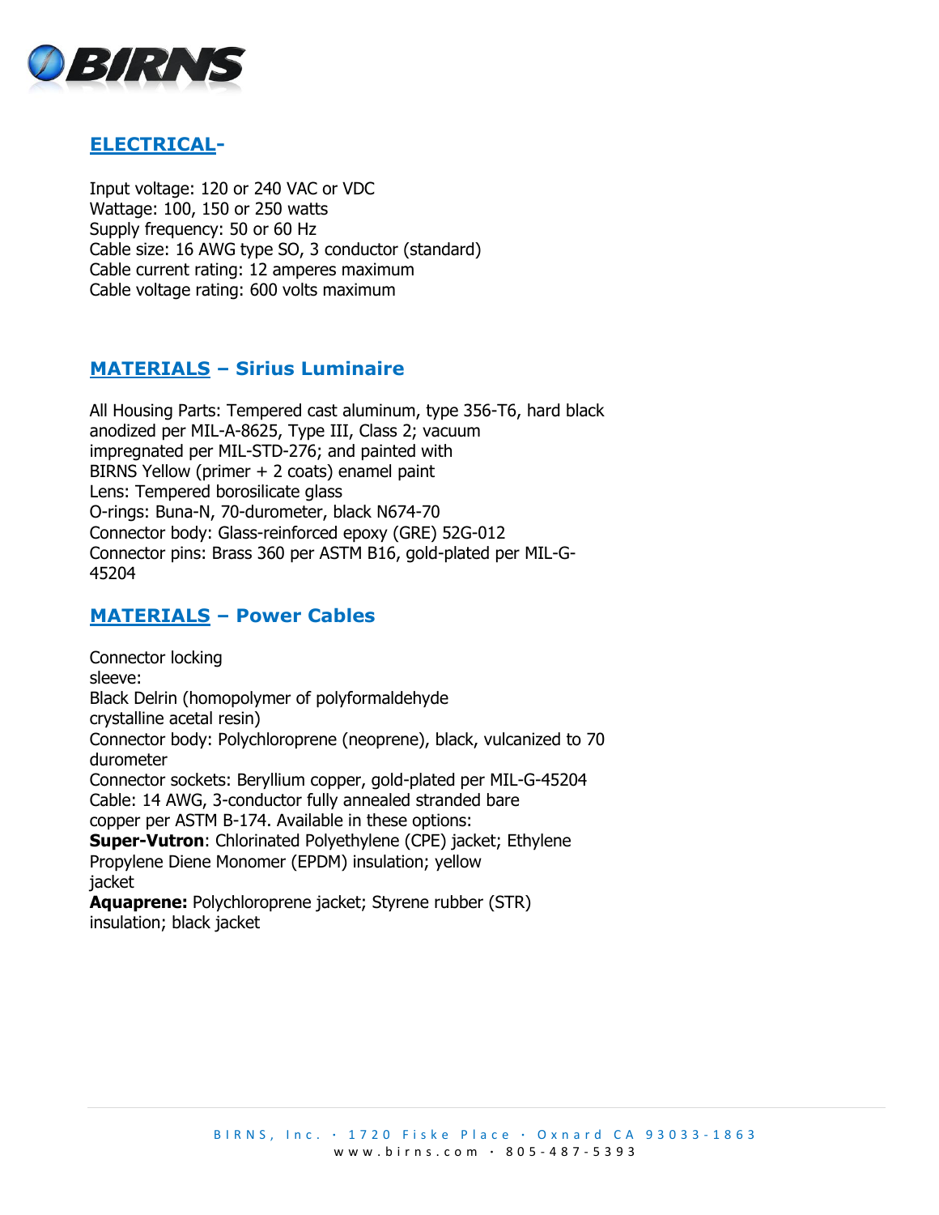## ELECTRICAL-

Input voltage: 120 or 240 VAC or VDC
Wattage: 100, 150 or 250 watts
Supply frequency: 50 or 60 Hz
Cable size: 16 AWG type SO, 3 conductor (standard)
Cable current rating: 12 amperes maximum
Cable voltage rating: 600 volts maximum

## MATERIALS – Sirius Luminaire

All Housing Parts: Tempered cast aluminum, type 356-T6, hard black anodized per MIL-A-8625, Type III, Class 2; vacuum impregnated per MIL-STD-276; and painted with BIRNS Yellow (primer + 2 coats) enamel paint
Lens: Tempered borosilicate glass
O-rings: Buna-N, 70-durometer, black N674-70
Connector body: Glass-reinforced epoxy (GRE) 52G-012
Connector pins: Brass 360 per ASTM B16, gold-plated per MIL-G-45204

## MATERIALS – Power Cables

Connector locking sleeve:
Black Delrin (homopolymer of polyformaldehyde crystalline acetal resin)
Connector body: Polychloroprene (neoprene), black, vulcanized to 70 durometer
Connector sockets: Beryllium copper, gold-plated per MIL-G-45204
Cable: 14 AWG, 3-conductor fully annealed stranded bare copper per ASTM B-174. Available in these options:
**Super-Vutron**: Chlorinated Polyethylene (CPE) jacket; Ethylene Propylene Diene Monomer (EPDM) insulation; yellow jacket
**Aquaprene:** Polychloroprene jacket; Styrene rubber (STR) insulation; black jacket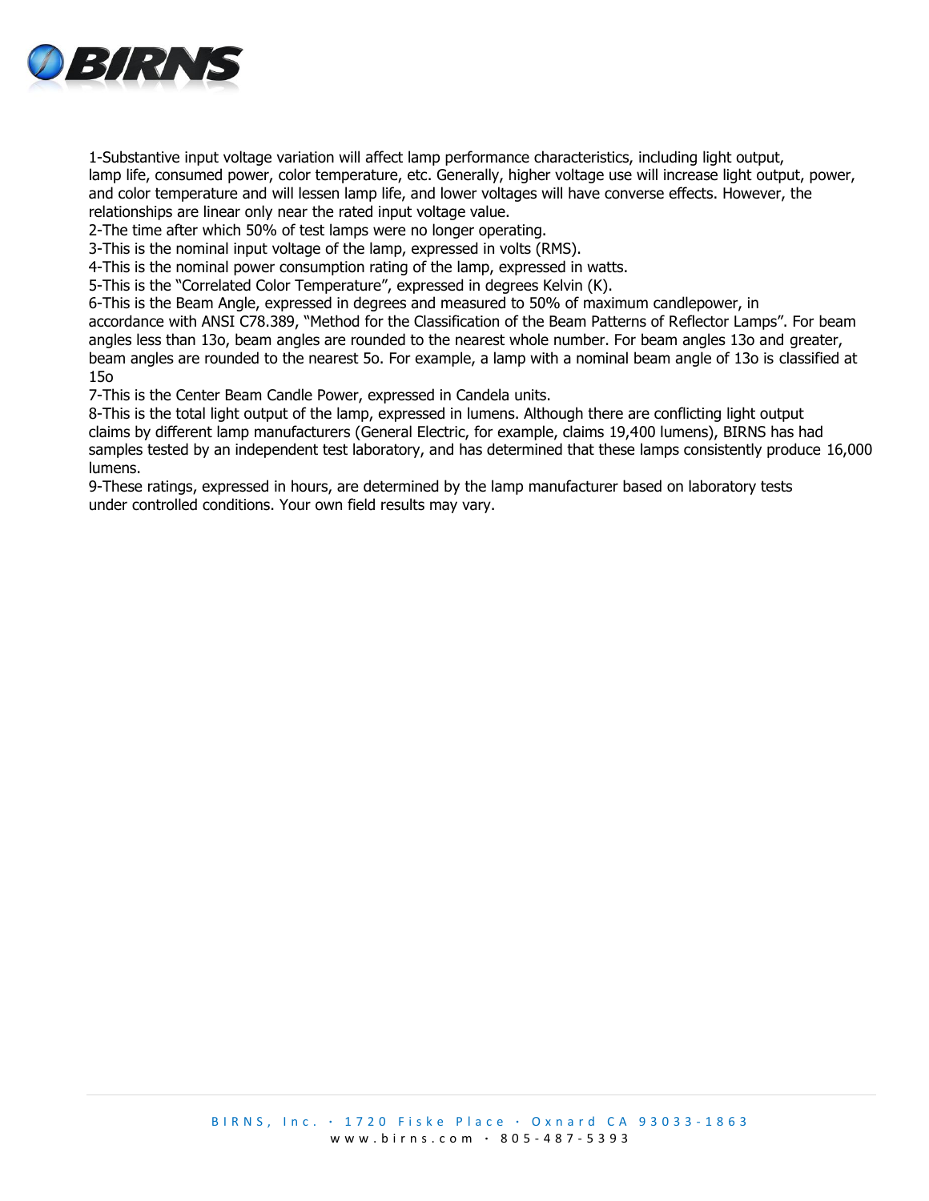1-Substantive input voltage variation will affect lamp performance characteristics, including light output, lamp life, consumed power, color temperature, etc. Generally, higher voltage use will increase light output, power, and color temperature and will lessen lamp life, and lower voltages will have converse effects. However, the relationships are linear only near the rated input voltage value.
2-The time after which 50% of test lamps were no longer operating.
3-This is the nominal input voltage of the lamp, expressed in volts (RMS).
4-This is the nominal power consumption rating of the lamp, expressed in watts.
5-This is the "Correlated Color Temperature", expressed in degrees Kelvin (K).
6-This is the Beam Angle, expressed in degrees and measured to 50% of maximum candlepower, in accordance with ANSI C78.389, "Method for the Classification of the Beam Patterns of Reflector Lamps". For beam angles less than 13o, beam angles are rounded to the nearest whole number. For beam angles 13o and greater, beam angles are rounded to the nearest 5o. For example, a lamp with a nominal beam angle of 13o is classified at 15o
7-This is the Center Beam Candle Power, expressed in Candela units.
8-This is the total light output of the lamp, expressed in lumens. Although there are conflicting light output claims by different lamp manufacturers (General Electric, for example, claims 19,400 lumens), BIRNS has had samples tested by an independent test laboratory, and has determined that these lamps consistently produce 16,000 lumens.
9-These ratings, expressed in hours, are determined by the lamp manufacturer based on laboratory tests under controlled conditions. Your own field results may vary.